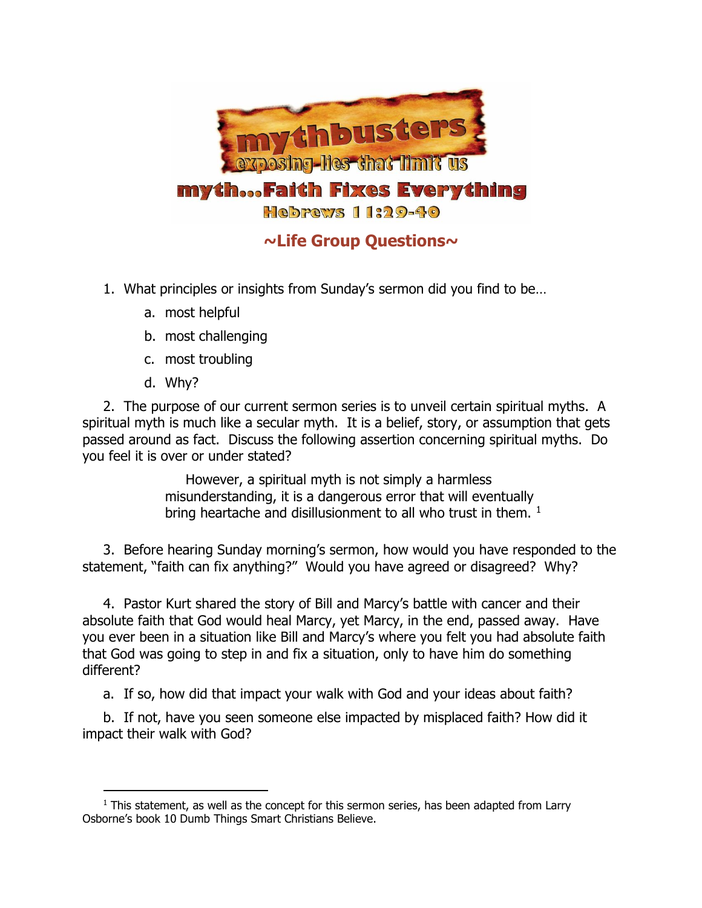# mythbusters

## exposing lies that limit us

## myth…Faith Fixes Everything

### Hebrews 11:29-40

### ~Life Group Questions~

1. What principles or insights from Sunday's sermon did you find to be…
   a. most helpful
   b. most challenging
   c. most troubling
   d. Why?

2. The purpose of our current sermon series is to unveil certain spiritual myths. A spiritual myth is much like a secular myth. It is a belief, story, or assumption that gets passed around as fact. Discuss the following assertion concerning spiritual myths. Do you feel it is over or under stated?

> However, a spiritual myth is not simply a harmless misunderstanding, it is a dangerous error that will eventually bring heartache and disillusionment to all who trust in them. [1]

3. Before hearing Sunday morning's sermon, how would you have responded to the statement, "faith can fix anything?" Would you have agreed or disagreed? Why?

4. Pastor Kurt shared the story of Bill and Marcy's battle with cancer and their absolute faith that God would heal Marcy, yet Marcy, in the end, passed away. Have you ever been in a situation like Bill and Marcy's where you felt you had absolute faith that God was going to step in and fix a situation, only to have him do something different?

   a. If so, how did that impact your walk with God and your ideas about faith?

   b. If not, have you seen someone else impacted by misplaced faith? How did it impact their walk with God?

---

[1] This statement, as well as the concept for this sermon series, has been adapted from Larry Osborne's book 10 Dumb Things Smart Christians Believe.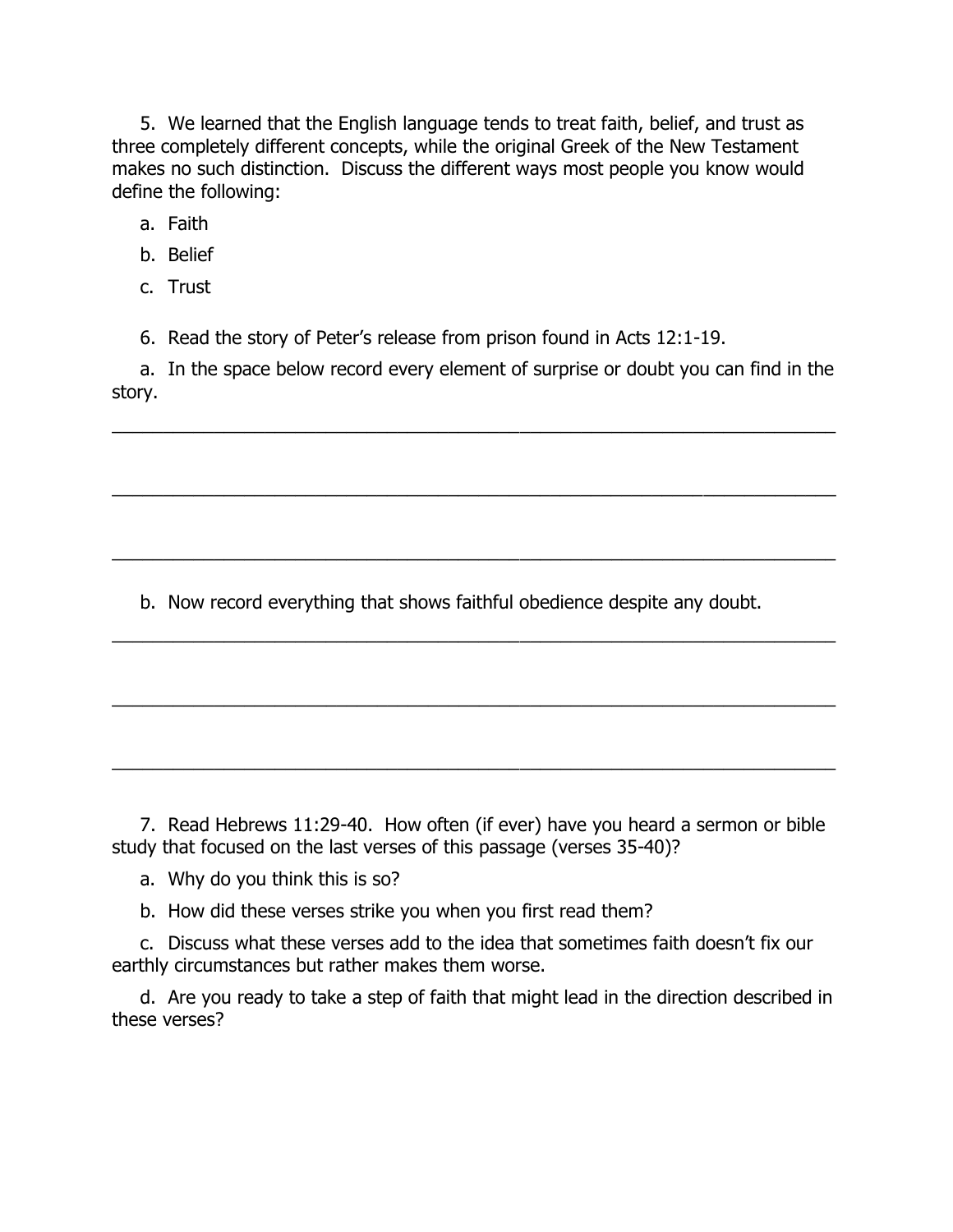5. We learned that the English language tends to treat faith, belief, and trust as three completely different concepts, while the original Greek of the New Testament makes no such distinction. Discuss the different ways most people you know would define the following:

   a. Faith

   b. Belief

   c. Trust

6. Read the story of Peter's release from prison found in Acts 12:1-19.

   a. In the space below record every element of surprise or doubt you can find in the story.

___________________________________________________________________________

___________________________________________________________________________

___________________________________________________________________________

   b. Now record everything that shows faithful obedience despite any doubt.

___________________________________________________________________________

___________________________________________________________________________

___________________________________________________________________________

7. Read Hebrews 11:29-40. How often (if ever) have you heard a sermon or bible study that focused on the last verses of this passage (verses 35-40)?

   a. Why do you think this is so?

   b. How did these verses strike you when you first read them?

   c. Discuss what these verses add to the idea that sometimes faith doesn't fix our earthly circumstances but rather makes them worse.

   d. Are you ready to take a step of faith that might lead in the direction described in these verses?